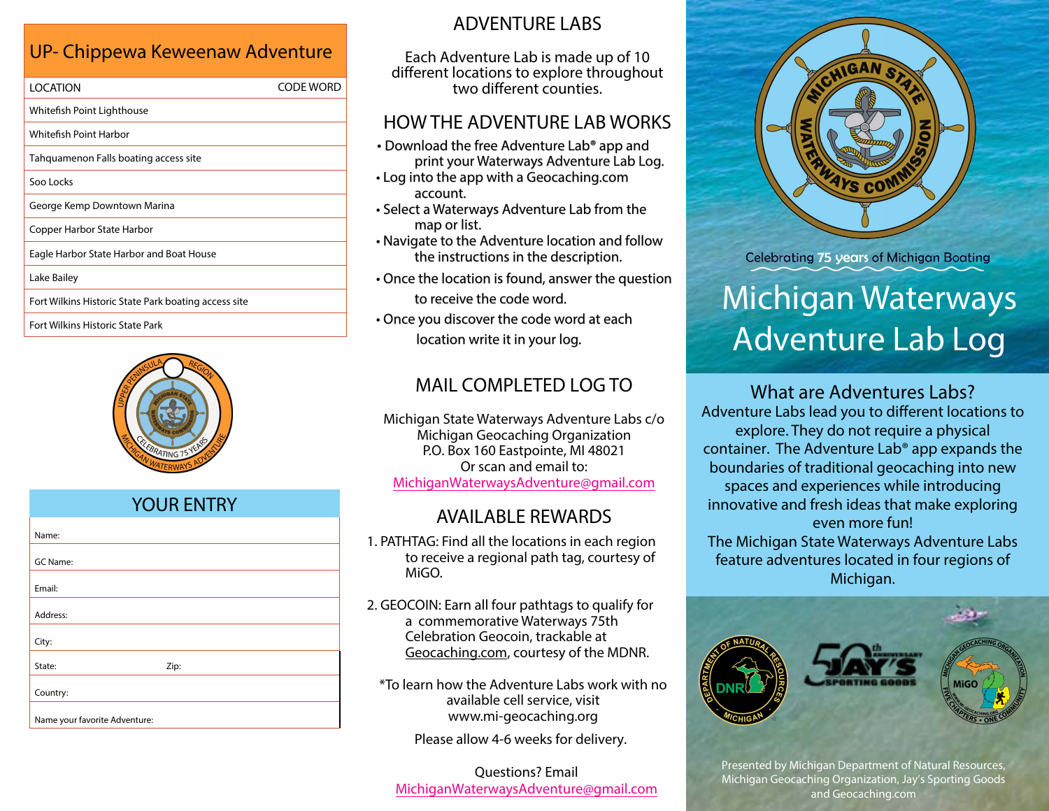## UP- Chippewa Keweenaw Adventure

| LOCATION | CODE WORD |
| --- | --- |
| Whitefish Point Lighthouse | |
| Whitefish Point Harbor | |
| Tahquamenon Falls boating access site | |
| Soo Locks | |
| George Kemp Downtown Marina | |
| Copper Harbor State Harbor | |
| Eagle Harbor State Harbor and Boat House | |
| Lake Bailey | |
| Fort Wilkins Historic State Park boating access site | |
| Fort Wilkins Historic State Park | |

## YOUR ENTRY

| | |
| --- | --- |
| Name: | |
| GC Name: | |
| Email: | |
| Address: | |
| City: | |
| State: | Zip: |
| Country: | |
| Name your favorite Adventure: | |

## ADVENTURE LABS

Each Adventure Lab is made up of 10 different locations to explore throughout two different counties.

## HOW THE ADVENTURE LAB WORKS

- Download the free Adventure Lab® app and print your Waterways Adventure Lab Log.
- Log into the app with a Geocaching.com account.
- Select a Waterways Adventure Lab from the map or list.
- Navigate to the Adventure location and follow the instructions in the description.
- Once the location is found, answer the question to receive the code word.
- Once you discover the code word at each location write it in your log.

## MAIL COMPLETED LOG TO

Michigan State Waterways Adventure Labs c/o
Michigan Geocaching Organization
P.O. Box 160 Eastpointe, MI 48021
Or scan and email to:
MichiganWaterwaysAdventure@gmail.com

## AVAILABLE REWARDS

1. PATHTAG: Find all the locations in each region to receive a regional path tag, courtesy of MiGO.
2. GEOCOIN: Earn all four pathtags to qualify for a commemorative Waterways 75th Celebration Geocoin, trackable at Geocaching.com, courtesy of the MDNR.

*To learn how the Adventure Labs work with no available cell service, visit www.mi-geocaching.org

Please allow 4-6 weeks for delivery.

Questions? Email
MichiganWaterwaysAdventure@gmail.com

Celebrating 75 years of Michigan Boating

# Michigan Waterways Adventure Lab Log

## What are Adventures Labs?

Adventure Labs lead you to different locations to explore. They do not require a physical container. The Adventure Lab® app expands the boundaries of traditional geocaching into new spaces and experiences while introducing innovative and fresh ideas that make exploring even more fun!

The Michigan State Waterways Adventure Labs feature adventures located in four regions of Michigan.

Presented by Michigan Department of Natural Resources, Michigan Geocaching Organization, Jay's Sporting Goods and Geocaching.com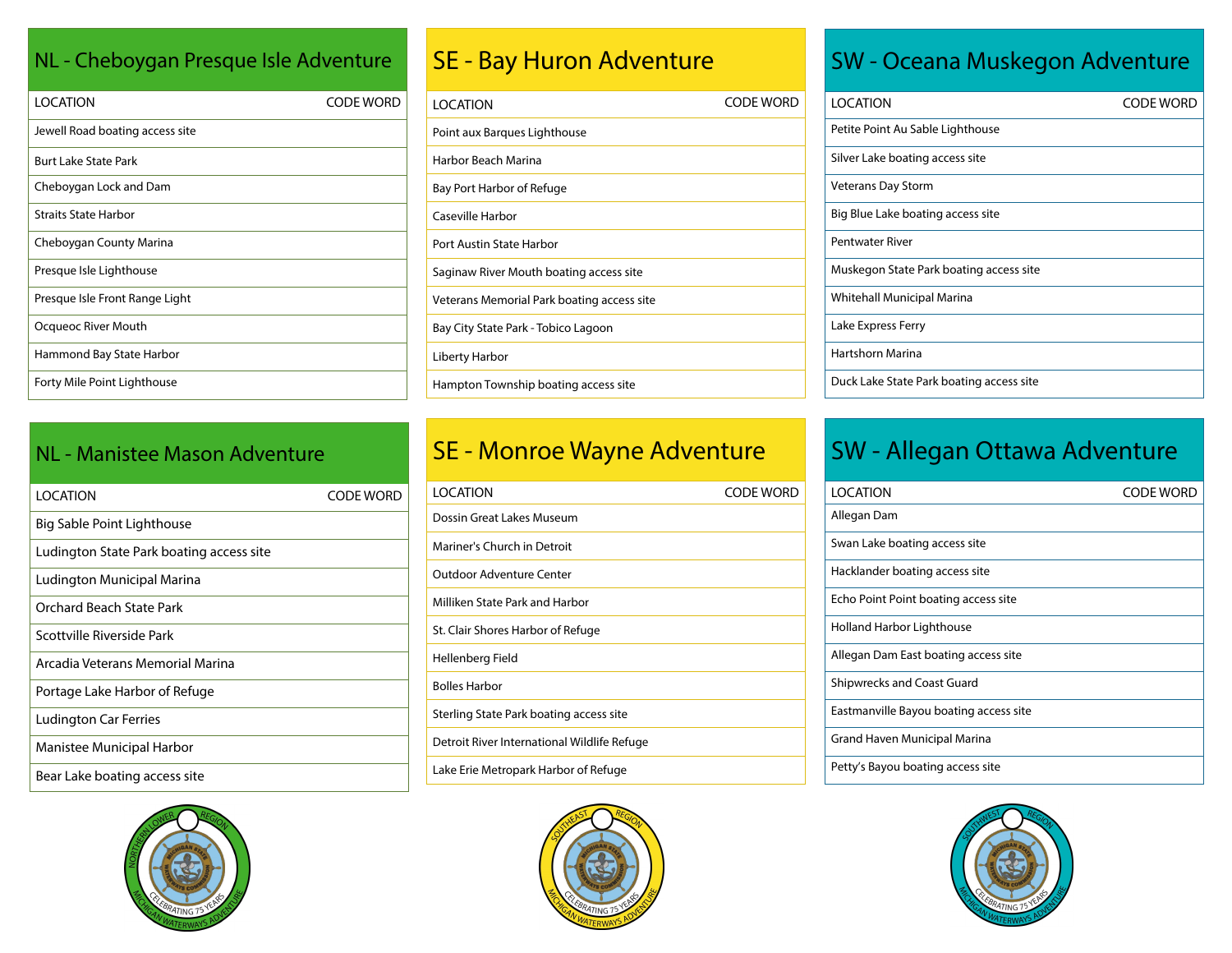## NL - Cheboygan Presque Isle Adventure

| LOCATION | CODE WORD |
| --- | --- |
| Jewell Road boating access site | |
| Burt Lake State Park | |
| Cheboygan Lock and Dam | |
| Straits State Harbor | |
| Cheboygan County Marina | |
| Presque Isle Lighthouse | |
| Presque Isle Front Range Light | |
| Ocqueoc River Mouth | |
| Hammond Bay State Harbor | |
| Forty Mile Point Lighthouse | |

## SE - Bay Huron Adventure

| LOCATION | CODE WORD |
| --- | --- |
| Point aux Barques Lighthouse | |
| Harbor Beach Marina | |
| Bay Port Harbor of Refuge | |
| Caseville Harbor | |
| Port Austin State Harbor | |
| Saginaw River Mouth boating access site | |
| Veterans Memorial Park boating access site | |
| Bay City State Park - Tobico Lagoon | |
| Liberty Harbor | |
| Hampton Township boating access site | |

## SW - Oceana Muskegon Adventure

| LOCATION | CODE WORD |
| --- | --- |
| Petite Point Au Sable Lighthouse | |
| Silver Lake boating access site | |
| Veterans Day Storm | |
| Big Blue Lake boating access site | |
| Pentwater River | |
| Muskegon State Park boating access site | |
| Whitehall Municipal Marina | |
| Lake Express Ferry | |
| Hartshorn Marina | |
| Duck Lake State Park boating access site | |

## NL - Manistee Mason Adventure

| LOCATION | CODE WORD |
| --- | --- |
| Big Sable Point Lighthouse | |
| Ludington State Park boating access site | |
| Ludington Municipal Marina | |
| Orchard Beach State Park | |
| Scottville Riverside Park | |
| Arcadia Veterans Memorial Marina | |
| Portage Lake Harbor of Refuge | |
| Ludington Car Ferries | |
| Manistee Municipal Harbor | |
| Bear Lake boating access site | |

## SE - Monroe Wayne Adventure

| LOCATION | CODE WORD |
| --- | --- |
| Dossin Great Lakes Museum | |
| Mariner's Church in Detroit | |
| Outdoor Adventure Center | |
| Milliken State Park and Harbor | |
| St. Clair Shores Harbor of Refuge | |
| Hellenberg Field | |
| Bolles Harbor | |
| Sterling State Park boating access site | |
| Detroit River International Wildlife Refuge | |
| Lake Erie Metropark Harbor of Refuge | |

## SW - Allegan Ottawa Adventure

| LOCATION | CODE WORD |
| --- | --- |
| Allegan Dam | |
| Swan Lake boating access site | |
| Hacklander boating access site | |
| Echo Point Point boating access site | |
| Holland Harbor Lighthouse | |
| Allegan Dam East boating access site | |
| Shipwrecks and Coast Guard | |
| Eastmanville Bayou boating access site | |
| Grand Haven Municipal Marina | |
| Petty's Bayou boating access site | |